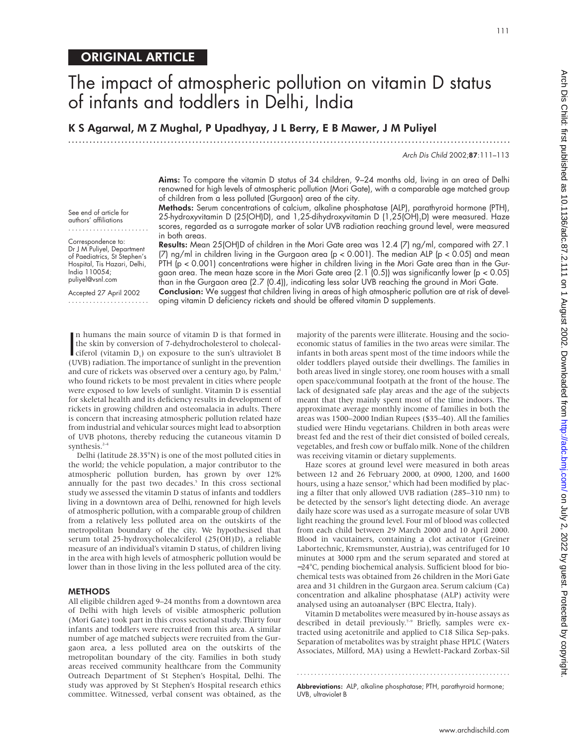ORIGINAL ARTICLE

# The impact of atmospheric pollution on vitamin D status of infants and toddlers in Delhi, India

**K S Agarwal, M Z Mughal, P Upadhyay, J L Berry, E B Mawer, J M Puliyel**

See end of article for authors' affiliations

Correspondence to: Dr J M Puliyel, Department of Paediatrics, St Stephen's Hospital, Tis Hazari, Delhi, India 110054; puliyel@vsnl.com

Accepted 27 April 2002

**Aims:** To compare the vitamin D status of 34 children, 9–24 months old, living in an area of Delhi renowned for high levels of atmospheric pollution (Mori Gate), with a comparable age matched group of children from a less polluted (Gurgaon) area of the city.

**Methods:** Serum concentrations of calcium, alkaline phosphatase (ALP), parathyroid hormone (PTH), 25-hydroxyvitamin D (25(OH)D), and 1,25-dihydroxyvitamin D ($1,25(OH)_2D$) were measured. Haze scores, regarded as a surrogate marker of solar UVB radiation reaching ground level, were measured in both areas.

**Results:** Mean 25(OH)D of children in the Mori Gate area was 12.4 (7) ng/ml, compared with 27.1 (7) ng/ml in children living in the Gurgaon area ($p < 0.001$). The median ALP ($p < 0.05$) and mean PTH ($p < 0.001$) concentrations were higher in children living in the Mori Gate area than in the Gurgaon area. The mean haze score in the Mori Gate area (2.1 (0.5)) was significantly lower ($p < 0.05$) than in the Gurgaon area (2.7 (0.4)), indicating less solar UVB reaching the ground in Mori Gate.

**Conclusion:** We suggest that children living in areas of high atmospheric pollution are at risk of developing vitamin D deficiency rickets and should be offered vitamin D supplements.

In humans the main source of vitamin D is that formed in the skin by conversion of 7-dehydrocholesterol to cholecalciferol (vitamin $D_3$) on exposure to the sun's ultraviolet B (UVB) radiation. The importance of sunlight in the prevention and cure of rickets was observed over a century ago, by Palm,[1] who found rickets to be most prevalent in cities where people were exposed to low levels of sunlight. Vitamin D is essential for skeletal health and its deficiency results in development of rickets in growing children and osteomalacia in adults. There is concern that increasing atmospheric pollution related haze from industrial and vehicular sources might lead to absorption of UVB photons, thereby reducing the cutaneous vitamin D synthesis.[2–4]

Delhi (latitude 28.35°N) is one of the most polluted cities in the world; the vehicle population, a major contributor to the atmospheric pollution burden, has grown by over 12% annually for the past two decades.[5] In this cross sectional study we assessed the vitamin D status of infants and toddlers living in a downtown area of Delhi, renowned for high levels of atmospheric pollution, with a comparable group of children from a relatively less polluted area on the outskirts of the metropolitan boundary of the city. We hypothesised that serum total 25-hydroxycholecalciferol (25(OH)D), a reliable measure of an individual's vitamin D status, of children living in the area with high levels of atmospheric pollution would be lower than in those living in the less polluted area of the city.

## METHODS

All eligible children aged 9–24 months from a downtown area of Delhi with high levels of visible atmospheric pollution (Mori Gate) took part in this cross sectional study. Thirty four infants and toddlers were recruited from this area. A similar number of age matched subjects were recruited from the Gurgaon area, a less polluted area on the outskirts of the metropolitan boundary of the city. Families in both study areas received community healthcare from the Community Outreach Department of St Stephen's Hospital, Delhi. The study was approved by St Stephen's Hospital research ethics committee. Witnessed, verbal consent was obtained, as the majority of the parents were illiterate. Housing and the socioeconomic status of families in the two areas were similar. The infants in both areas spent most of the time indoors while the older toddlers played outside their dwellings. The families in both areas lived in single storey, one room houses with a small open space/communal footpath at the front of the house. The lack of designated safe play areas and the age of the subjects meant that they mainly spent most of the time indoors. The approximate average monthly income of families in both the areas was 1500–2000 Indian Rupees ($35–40). All the families studied were Hindu vegetarians. Children in both areas were breast fed and the rest of their diet consisted of boiled cereals, vegetables, and fresh cow or buffalo milk. None of the children was receiving vitamin or dietary supplements.

Haze scores at ground level were measured in both areas between 12 and 26 February 2000, at 0900, 1200, and 1600 hours, using a haze sensor,[6] which had been modified by placing a filter that only allowed UVB radiation (285–310 nm) to be detected by the sensor's light detecting diode. An average daily haze score was used as a surrogate measure of solar UVB light reaching the ground level. Four ml of blood was collected from each child between 29 March 2000 and 10 April 2000. Blood in vacutainers, containing a clot activator (Greiner Labortechnic, Kremsmunster, Austria), was centrifuged for 10 minutes at 3000 rpm and the serum separated and stored at −24°C, pending biochemical analysis. Sufficient blood for biochemical tests was obtained from 26 children in the Mori Gate area and 31 children in the Gurgaon area. Serum calcium (Ca) concentration and alkaline phosphatase (ALP) activity were analysed using an autoanalyser (BPC Electra, Italy).

Vitamin D metabolites were measured by in-house assays as described in detail previously.[7–9] Briefly, samples were extracted using acetonitrile and applied to C18 Silica Sep-paks. Separation of metabolites was by straight phase HPLC (Waters Associates, Milford, MA) using a Hewlett-Packard Zorbax-Sil

**Abbreviations:** ALP, alkaline phosphatase; PTH, parathyroid hormone; UVB, ultraviolet B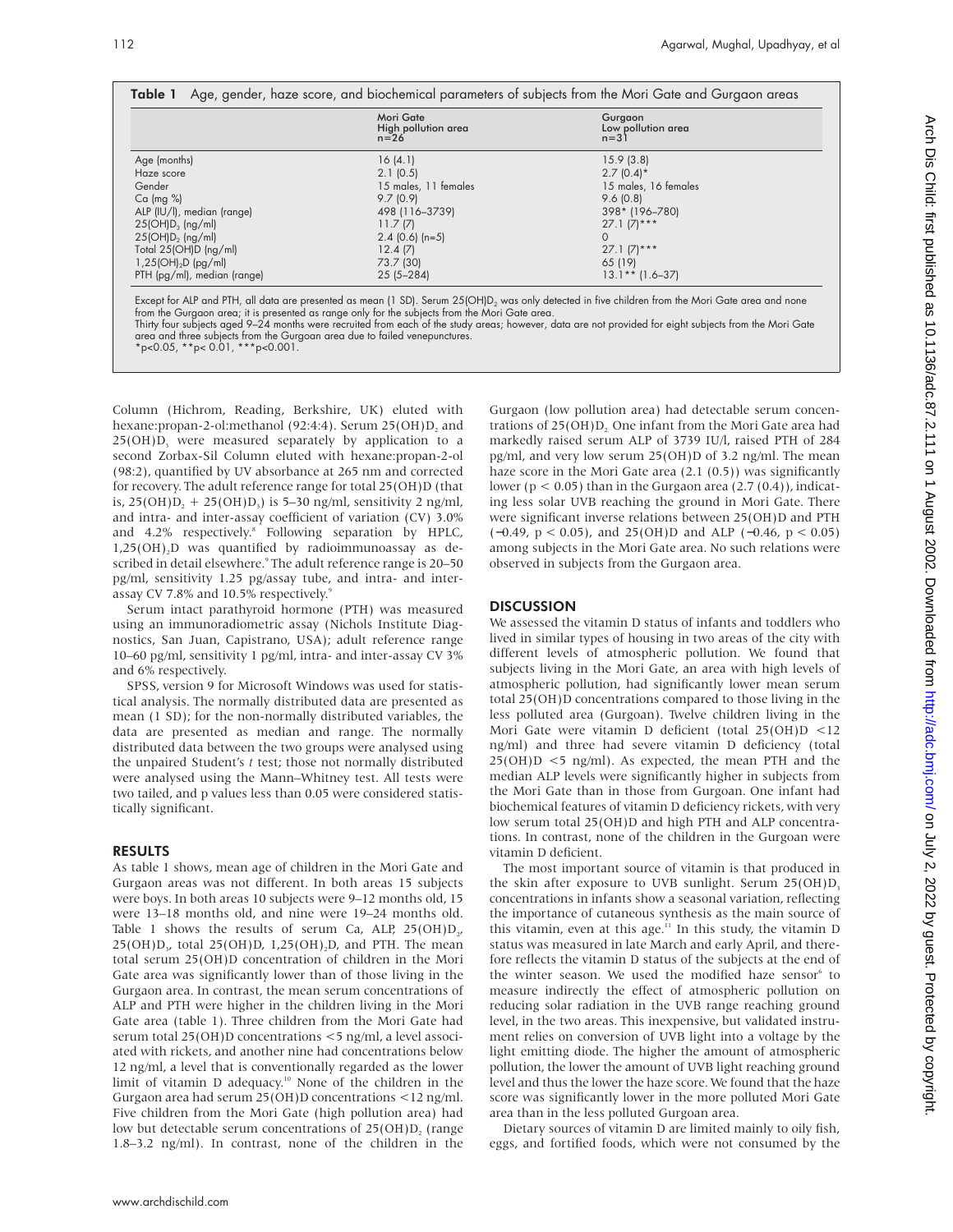**Table 1** Age, gender, haze score, and biochemical parameters of subjects from the Mori Gate and Gurgaon areas

| | Mori Gate High pollution area n=26 | Gurgaon Low pollution area n=31 |
|---|---|---|
| Age (months) | 16 (4.1) | 15.9 (3.8) |
| Haze score | 2.1 (0.5) | 2.7 (0.4)* |
| Gender | 15 males, 11 females | 15 males, 16 females |
| Ca (mg %) | 9.7 (0.9) | 9.6 (0.8) |
| ALP (IU/l), median (range) | 498 (116–3739) | 398* (196–780) |
| $25(OH)D_3$ (ng/ml) | 11.7 (7) | 27.1 (7)*** |
| $25(OH)D_2$ (ng/ml) | 2.4 (0.6) (n=5) | 0 |
| Total 25(OH)D (ng/ml) | 12.4 (7) | 27.1 (7)*** |
| $1,25(OH)_2D$ (pg/ml) | 73.7 (30) | 65 (19) |
| PTH (pg/ml), median (range) | 25 (5–284) | 13.1** (1.6–37) |

Except for ALP and PTH, all data are presented as mean (1 SD). Serum $25(OH)D_2$ was only detected in five children from the Mori Gate area and none from the Gurgaon area; it is presented as range only for the subjects from the Mori Gate area.
Thirty four subjects aged 9–24 months were recruited from each of the study areas; however, data are not provided for eight subjects from the Mori Gate area and three subjects from the Gurgoan area due to failed venepunctures.
*p<0.05, **p< 0.01, ***p<0.001.

Column (Hichrom, Reading, Berkshire, UK) eluted with hexane:propan-2-ol:methanol (92:4:4). Serum $25(OH)D_2$ and $25(OH)D_3$ were measured separately by application to a second Zorbax-Sil Column eluted with hexane:propan-2-ol (98:2), quantified by UV absorbance at 265 nm and corrected for recovery. The adult reference range for total 25(OH)D (that is, $25(OH)D_2 + 25(OH)D_3$) is 5–30 ng/ml, sensitivity 2 ng/ml, and intra- and inter-assay coefficient of variation (CV) 3.0% and 4.2% respectively.[8] Following separation by HPLC, $1,25(OH)_2D$ was quantified by radioimmunoassay as described in detail elsewhere.[9] The adult reference range is 20–50 pg/ml, sensitivity 1.25 pg/assay tube, and intra- and inter-assay CV 7.8% and 10.5% respectively.[9]

Serum intact parathyroid hormone (PTH) was measured using an immunoradiometric assay (Nichols Institute Diagnostics, San Juan, Capistrano, USA); adult reference range 10–60 pg/ml, sensitivity 1 pg/ml, intra- and inter-assay CV 3% and 6% respectively.

SPSS, version 9 for Microsoft Windows was used for statistical analysis. The normally distributed data are presented as mean (1 SD); for the non-normally distributed variables, the data are presented as median and range. The normally distributed data between the two groups were analysed using the unpaired Student's *t* test; those not normally distributed were analysed using the Mann–Whitney test. All tests were two tailed, and p values less than 0.05 were considered statistically significant.

## RESULTS

As table 1 shows, mean age of children in the Mori Gate and Gurgaon areas was not different. In both areas 15 subjects were boys. In both areas 10 subjects were 9–12 months old, 15 were 13–18 months old, and nine were 19–24 months old. Table 1 shows the results of serum Ca, ALP, $25(OH)D_2$, $25(OH)D_3$, total 25(OH)D, $1,25(OH)_2D$, and PTH. The mean total serum 25(OH)D concentration of children in the Mori Gate area was significantly lower than of those living in the Gurgaon area. In contrast, the mean serum concentrations of ALP and PTH were higher in the children living in the Mori Gate area (table 1). Three children from the Mori Gate had serum total 25(OH)D concentrations <5 ng/ml, a level associated with rickets, and another nine had concentrations below 12 ng/ml, a level that is conventionally regarded as the lower limit of vitamin D adequacy.[10] None of the children in the Gurgaon area had serum 25(OH)D concentrations <12 ng/ml. Five children from the Mori Gate (high pollution area) had low but detectable serum concentrations of $25(OH)D_2$ (range 1.8–3.2 ng/ml). In contrast, none of the children in the Gurgaon (low pollution area) had detectable serum concentrations of $25(OH)D_2$. One infant from the Mori Gate area had markedly raised serum ALP of 3739 IU/l, raised PTH of 284 pg/ml, and very low serum 25(OH)D of 3.2 ng/ml. The mean haze score in the Mori Gate area (2.1 (0.5)) was significantly lower ($p < 0.05$) than in the Gurgaon area (2.7 (0.4)), indicating less solar UVB reaching the ground in Mori Gate. There were significant inverse relations between 25(OH)D and PTH (−0.49, $p < 0.05$), and 25(OH)D and ALP (−0.46, $p < 0.05$) among subjects in the Mori Gate area. No such relations were observed in subjects from the Gurgaon area.

## DISCUSSION

We assessed the vitamin D status of infants and toddlers who lived in similar types of housing in two areas of the city with different levels of atmospheric pollution. We found that subjects living in the Mori Gate, an area with high levels of atmospheric pollution, had significantly lower mean serum total 25(OH)D concentrations compared to those living in the less polluted area (Gurgaon). Twelve children living in the Mori Gate were vitamin D deficient (total 25(OH)D <12 ng/ml) and three had severe vitamin D deficiency (total 25(OH)D <5 ng/ml). As expected, the mean PTH and the median ALP levels were significantly higher in subjects from the Mori Gate than in those from Gurgaon. One infant had biochemical features of vitamin D deficiency rickets, with very low serum total 25(OH)D and high PTH and ALP concentrations. In contrast, none of the children in the Gurgoan were vitamin D deficient.

The most important source of vitamin is that produced in the skin after exposure to UVB sunlight. Serum $25(OH)D_3$ concentrations in infants show a seasonal variation, reflecting the importance of cutaneous synthesis as the main source of this vitamin, even at this age.[11] In this study, the vitamin D status was measured in late March and early April, and therefore reflects the vitamin D status of the subjects at the end of the winter season. We used the modified haze sensor[6] to measure indirectly the effect of atmospheric pollution on reducing solar radiation in the UVB range reaching ground level, in the two areas. This inexpensive, but validated instrument relies on conversion of UVB light into a voltage by the light emitting diode. The higher the amount of atmospheric pollution, the lower the amount of UVB light reaching ground level and thus the lower the haze score. We found that the haze score was significantly lower in the more polluted Mori Gate area than in the less polluted Gurgoan area.

Dietary sources of vitamin D are limited mainly to oily fish, eggs, and fortified foods, which were not consumed by the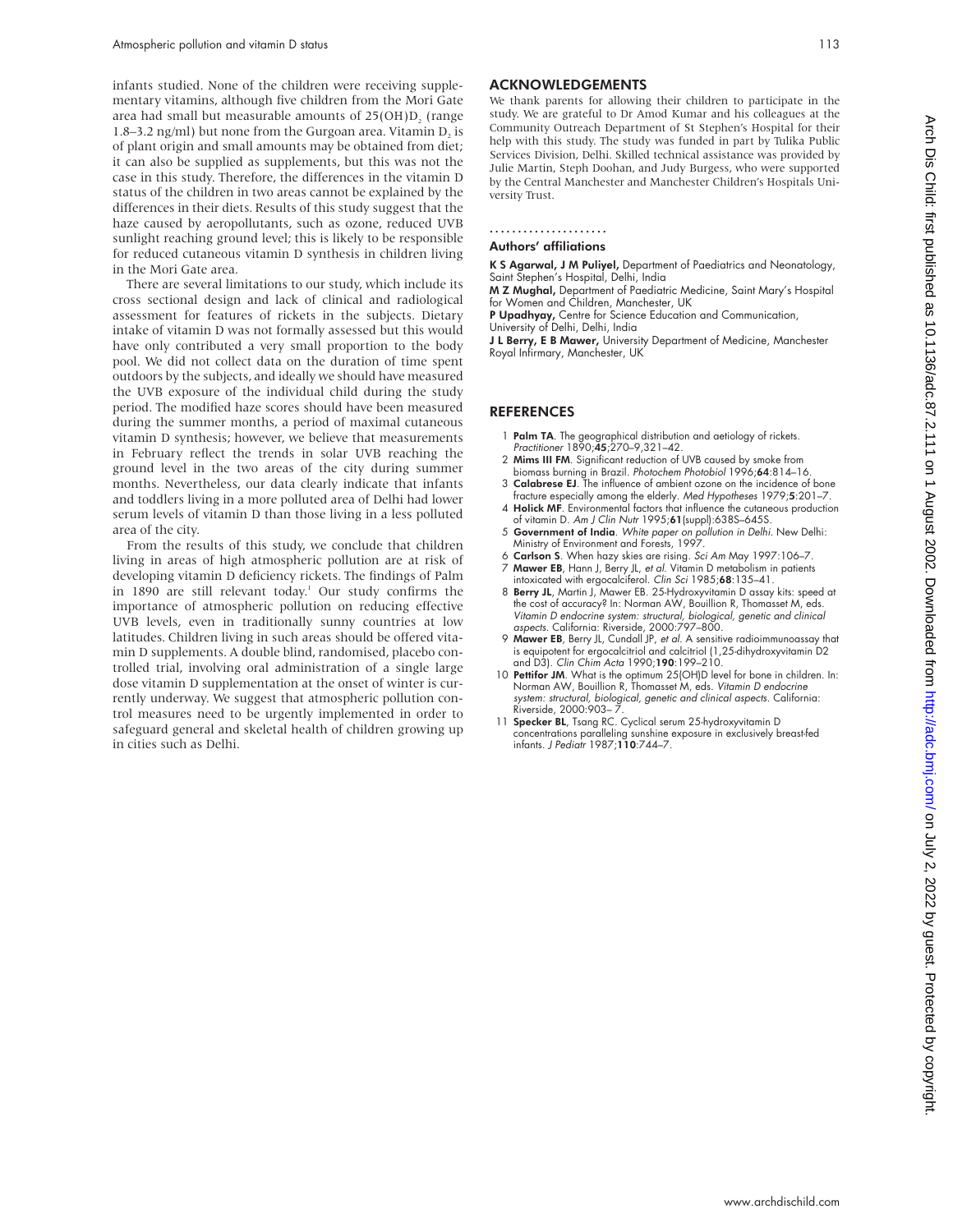infants studied. None of the children were receiving supplementary vitamins, although five children from the Mori Gate area had small but measurable amounts of $25(OH)D_2$ (range 1.8–3.2 ng/ml) but none from the Gurgoan area. Vitamin $D_2$ is of plant origin and small amounts may be obtained from diet; it can also be supplied as supplements, but this was not the case in this study. Therefore, the differences in the vitamin D status of the children in two areas cannot be explained by the differences in their diets. Results of this study suggest that the haze caused by aeropollutants, such as ozone, reduced UVB sunlight reaching ground level; this is likely to be responsible for reduced cutaneous vitamin D synthesis in children living in the Mori Gate area.

There are several limitations to our study, which include its cross sectional design and lack of clinical and radiological assessment for features of rickets in the subjects. Dietary intake of vitamin D was not formally assessed but this would have only contributed a very small proportion to the body pool. We did not collect data on the duration of time spent outdoors by the subjects, and ideally we should have measured the UVB exposure of the individual child during the study period. The modified haze scores should have been measured during the summer months, a period of maximal cutaneous vitamin D synthesis; however, we believe that measurements in February reflect the trends in solar UVB reaching the ground level in the two areas of the city during summer months. Nevertheless, our data clearly indicate that infants and toddlers living in a more polluted area of Delhi had lower serum levels of vitamin D than those living in a less polluted area of the city.

From the results of this study, we conclude that children living in areas of high atmospheric pollution are at risk of developing vitamin D deficiency rickets. The findings of Palm in 1890 are still relevant today.[1] Our study confirms the importance of atmospheric pollution on reducing effective UVB levels, even in traditionally sunny countries at low latitudes. Children living in such areas should be offered vitamin D supplements. A double blind, randomised, placebo controlled trial, involving oral administration of a single large dose vitamin D supplementation at the onset of winter is currently underway. We suggest that atmospheric pollution control measures need to be urgently implemented in order to safeguard general and skeletal health of children growing up in cities such as Delhi.

## ACKNOWLEDGEMENTS

We thank parents for allowing their children to participate in the study. We are grateful to Dr Amod Kumar and his colleagues at the Community Outreach Department of St Stephen's Hospital for their help with this study. The study was funded in part by Tulika Public Services Division, Delhi. Skilled technical assistance was provided by Julie Martin, Steph Doohan, and Judy Burgess, who were supported by the Central Manchester and Manchester Children's Hospitals University Trust.

.....................

### Authors' affiliations

**K S Agarwal, J M Puliyel,** Department of Paediatrics and Neonatology, Saint Stephen's Hospital, Delhi, India
**M Z Mughal,** Department of Paediatric Medicine, Saint Mary's Hospital for Women and Children, Manchester, UK
**P Upadhyay,** Centre for Science Education and Communication, University of Delhi, Delhi, India
**J L Berry, E B Mawer,** University Department of Medicine, Manchester Royal Infirmary, Manchester, UK

## REFERENCES

1. **Palm TA**. The geographical distribution and aetiology of rickets. *Practitioner* 1890;**45**;270–9,321–42.
2. **Mims III FM**. Significant reduction of UVB caused by smoke from biomass burning in Brazil. *Photochem Photobiol* 1996;**64**:814–16.
3. **Calabrese EJ**. The influence of ambient ozone on the incidence of bone fracture especially among the elderly. *Med Hypotheses* 1979;**5**:201–7.
4. **Holick MF**. Environmental factors that influence the cutaneous production of vitamin D. *Am J Clin Nutr* 1995;**61**(suppl):638S–645S.
5. **Government of India**. *White paper on pollution in Delhi*. New Delhi: Ministry of Environment and Forests, 1997.
6. **Carlson S**. When hazy skies are rising. *Sci Am* May 1997:106–7.
7. **Mawer EB**, Hann J, Berry JL, *et al*. Vitamin D metabolism in patients intoxicated with ergocalciferol. *Clin Sci* 1985;**68**:135–41.
8. **Berry JL**, Martin J, Mawer EB. 25-Hydroxyvitamin D assay kits: speed at the cost of accuracy? In: Norman AW, Bouillion R, Thomasset M, eds. *Vitamin D endocrine system: structural, biological, genetic and clinical aspects*. California: Riverside, 2000:797–800.
9. **Mawer EB**, Berry JL, Cundall JP, *et al*. A sensitive radioimmunoassay that is equipotent for ergocalcitriol and calcitriol (1,25-dihydroxyvitamin D2 and D3). *Clin Chim Acta* 1990;**190**:199–210.
10. **Pettifor JM**. What is the optimum 25(OH)D level for bone in children. In: Norman AW, Bouillion R, Thomasset M, eds. *Vitamin D endocrine system: structural, biological, genetic and clinical aspects*. California: Riverside, 2000:903– 7.
11. **Specker BL**, Tsang RC. Cyclical serum 25-hydroxyvitamin D concentrations paralleling sunshine exposure in exclusively breast-fed infants. *J Pediatr* 1987;**110**:744–7.